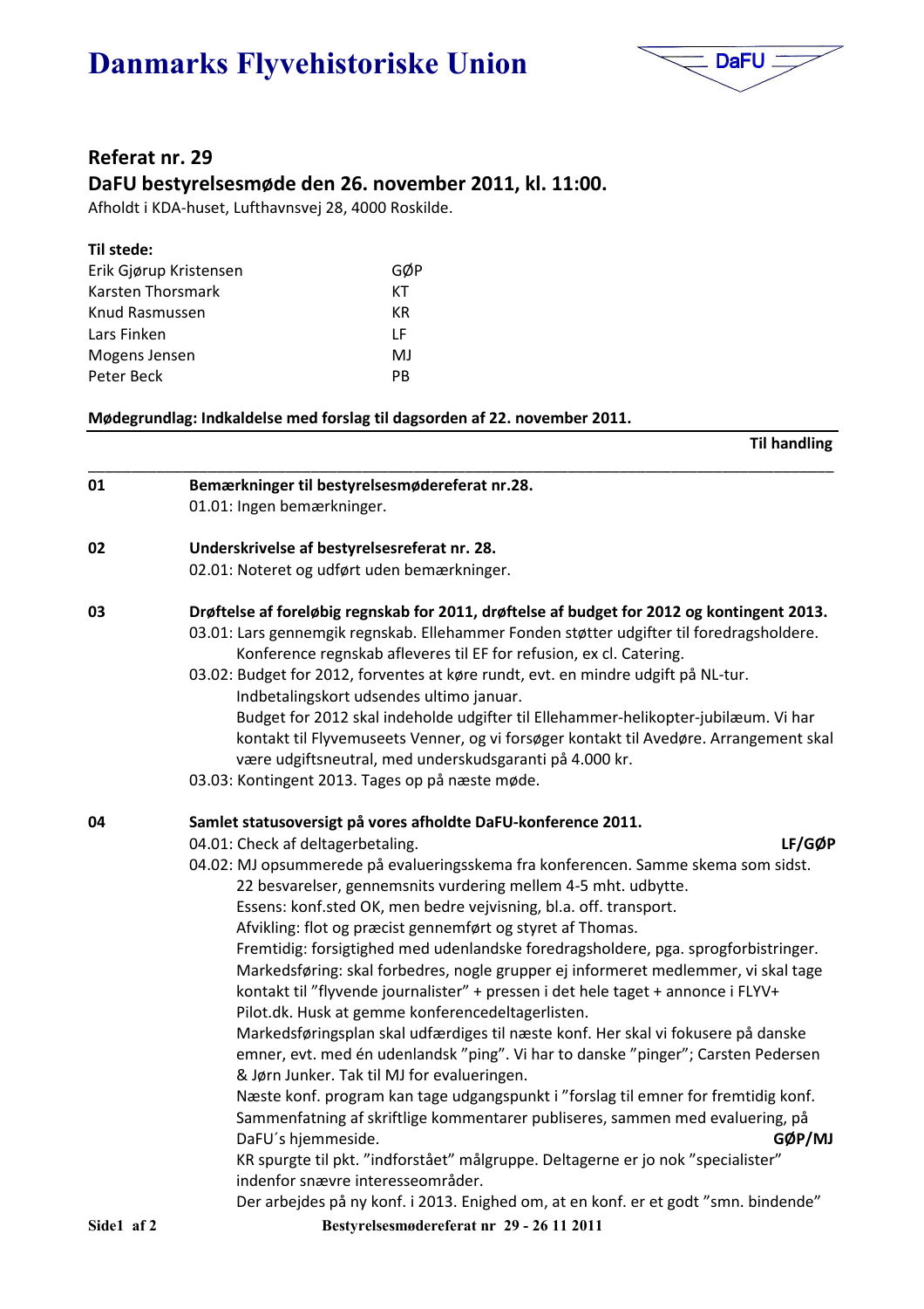# Danmarks Flyvehistoriske Union

DaFU

## Referat nr. 29

## DaFU bestyrelsesmøde den 26. november 2011, kl. 11:00.

Afholdt i KDA-huset, Lufthavnsvej 28, 4000 Roskilde.

**Til stede:**

| | |
|---|---|
| Erik Gjørup Kristensen | GØP |
| Karsten Thorsmark | KT |
| Knud Rasmussen | KR |
| Lars Finken | LF |
| Mogens Jensen | MJ |
| Peter Beck | PB |

**Mødegrundlag: Indkaldelse med forslag til dagsorden af 22. november 2011.**

**Til handling**

---

**01** **Bemærkninger til bestyrelsesmødereferat nr.28.**

01.01: Ingen bemærkninger.

**02** **Underskrivelse af bestyrelsesreferat nr. 28.**

02.01: Noteret og udført uden bemærkninger.

**03** **Drøftelse af foreløbig regnskab for 2011, drøftelse af budget for 2012 og kontingent 2013.**

03.01: Lars gennemgik regnskab. Ellehammer Fonden støtter udgifter til foredragsholdere. Konference regnskab afleveres til EF for refusion, ex cl. Catering.

03.02: Budget for 2012, forventes at køre rundt, evt. en mindre udgift på NL-tur. Indbetalingskort udsendes ultimo januar.
Budget for 2012 skal indeholde udgifter til Ellehammer-helikopter-jubilæum. Vi har kontakt til Flyvemuseets Venner, og vi forsøger kontakt til Avedøre. Arrangement skal være udgiftsneutral, med underskudsgaranti på 4.000 kr.

03.03: Kontingent 2013. Tages op på næste møde.

**04** **Samlet statusoversigt på vores afholdte DaFU-konference 2011.**

04.01: Check af deltagerbetaling. **LF/GØP**

04.02: MJ opsummerede på evalueringsskema fra konferencen. Samme skema som sidst.
22 besvarelser, gennemsnits vurdering mellem 4-5 mht. udbytte.
Essens: konf.sted OK, men bedre vejvisning, bl.a. off. transport.
Afvikling: flot og præcist gennemført og styret af Thomas.
Fremtidig: forsigtighed med udenlandske foredragsholdere, pga. sprogforbistringer.
Markedsføring: skal forbedres, nogle grupper ej informeret medlemmer, vi skal tage kontakt til "flyvende journalister" + pressen i det hele taget + annonce i FLYV+ Pilot.dk. Husk at gemme konferencedeltagerlisten.
Markedsføringsplan skal udfærdiges til næste konf. Her skal vi fokusere på danske emner, evt. med én udenlandsk "ping". Vi har to danske "pinger"; Carsten Pedersen & Jørn Junker. Tak til MJ for evalueringen.
Næste konf. program kan tage udgangspunkt i "forslag til emner for fremtidig konf.
Sammenfatning af skriftlige kommentarer publiseres, sammen med evaluering, på DaFU´s hjemmeside. **GØP/MJ**
KR spurgte til pkt. "indforstået" målgruppe. Deltagerne er jo nok "specialister" indenfor snævre interesseområder.
Der arbejdes på ny konf. i 2013. Enighed om, at en konf. er et godt "smn. bindende"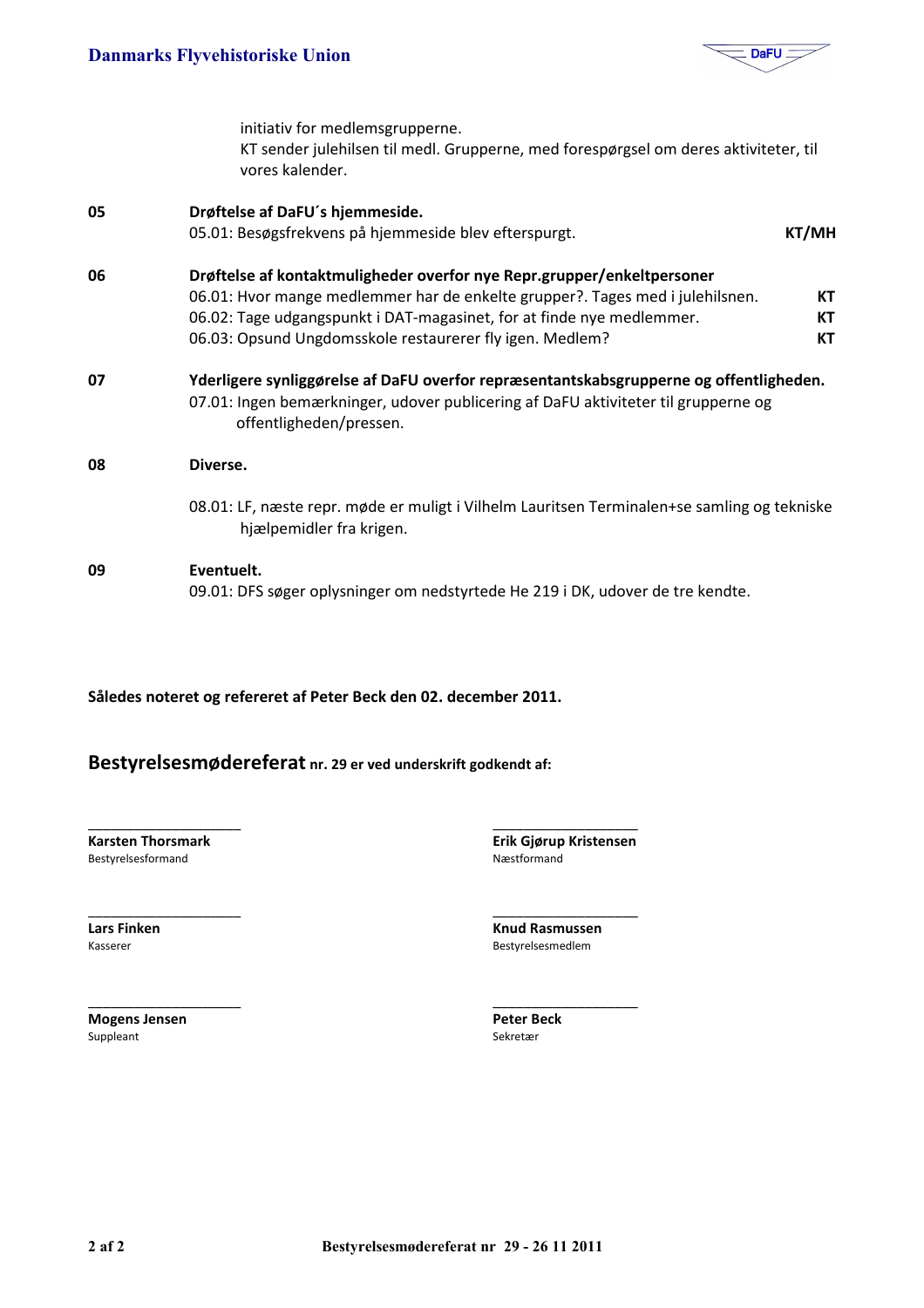initiative for medlemsgrupperne.
KT sender julehilsen til medl. Grupperne, med forespørgsel om deres aktiviteter, til vores kalender.

**05** **Drøftelse af DaFU´s hjemmeside.**

05.01: Besøgsfrekvens på hjemmeside blev efterspurgt. **KT/MH**

**06** **Drøftelse af kontaktmuligheder overfor nye Repr.grupper/enkeltpersoner**

06.01: Hvor mange medlemmer har de enkelte grupper?. Tages med i julehilsnen. **KT**
06.02: Tage udgangspunkt i DAT-magasinet, for at finde nye medlemmer. **KT**
06.03: Opsund Ungdomsskole restaurerer fly igen. Medlem? **KT**

**07** **Yderligere synliggørelse af DaFU overfor repræsentantskabsgrupperne og offentligheden.**

07.01: Ingen bemærkninger, udover publicering af DaFU aktiviteter til grupperne og offentligheden/pressen.

**08** **Diverse.**

08.01: LF, næste repr. møde er muligt i Vilhelm Lauritsen Terminalen+se samling og tekniske hjælpemidler fra krigen.

**09** **Eventuelt.**

09.01: DFS søger oplysninger om nedstyrtede He 219 i DK, udover de tre kendte.

**Således noteret og refereret af Peter Beck den 02. december 2011.**

**Bestyrelsesmødereferat nr. 29 er ved underskrift godkendt af:**

____________________
**Karsten Thorsmark**
Bestyrelsesformand

____________________
**Erik Gjørup Kristensen**
Næstformand

____________________
**Lars Finken**
Kasserer

____________________
**Knud Rasmussen**
Bestyrelsesmedlem

____________________
**Mogens Jensen**
Suppleant

____________________
**Peter Beck**
Sekretær